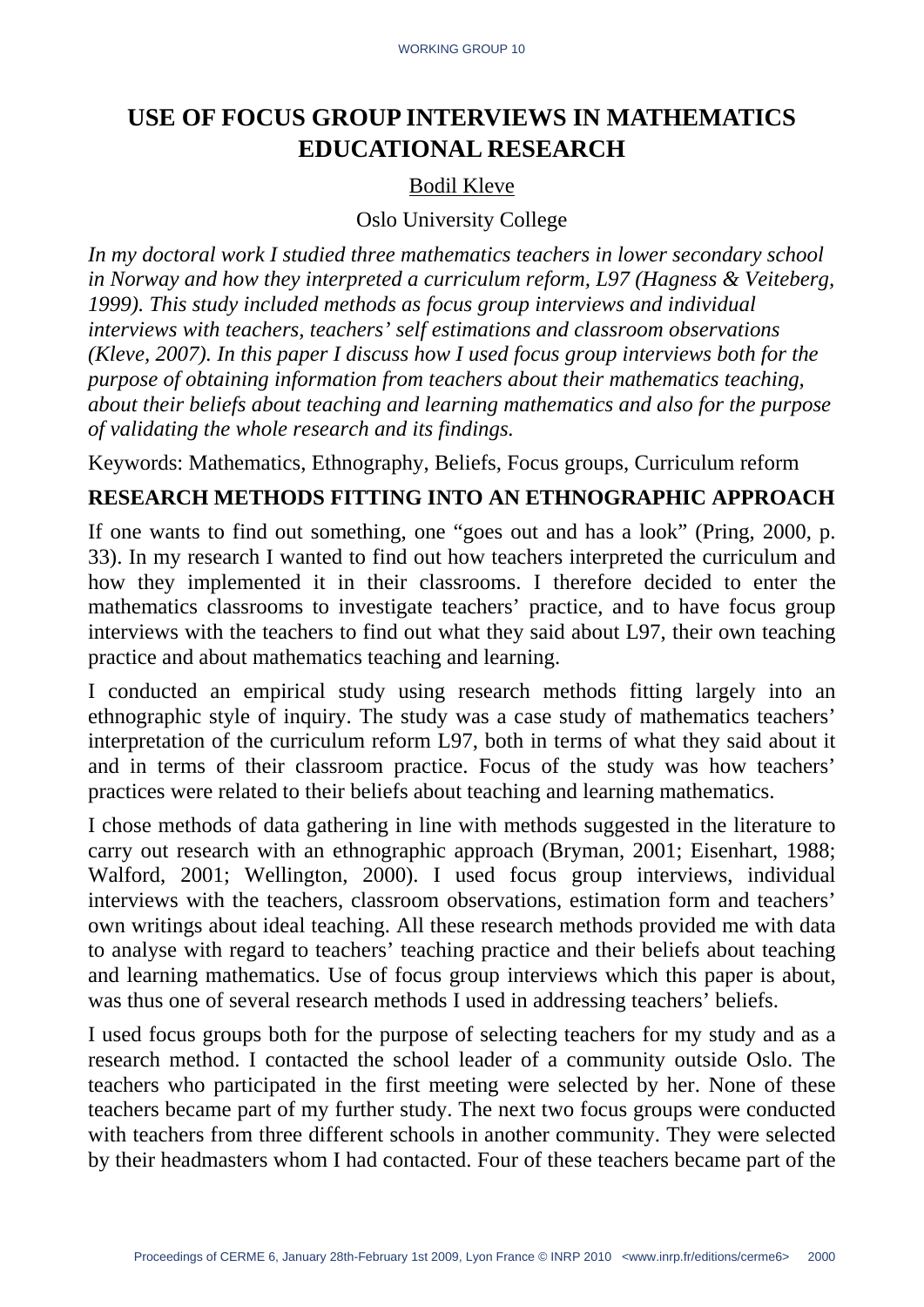# USE OF FOCUS GROUP INTERVIEWS IN MATHEMATICS EDUCATIONAL RESEARCH

Bodil Kleve

Oslo University College

*In my doctoral work I studied three mathematics teachers in lower secondary school in Norway and how they interpreted a curriculum reform, L97 (Hagness & Veiteberg, 1999). This study included methods as focus group interviews and individual interviews with teachers, teachers' self estimations and classroom observations (Kleve, 2007). In this paper I discuss how I used focus group interviews both for the purpose of obtaining information from teachers about their mathematics teaching, about their beliefs about teaching and learning mathematics and also for the purpose of validating the whole research and its findings.*

Keywords: Mathematics, Ethnography, Beliefs, Focus groups, Curriculum reform

## RESEARCH METHODS FITTING INTO AN ETHNOGRAPHIC APPROACH

If one wants to find out something, one "goes out and has a look" (Pring, 2000, p. 33). In my research I wanted to find out how teachers interpreted the curriculum and how they implemented it in their classrooms. I therefore decided to enter the mathematics classrooms to investigate teachers' practice, and to have focus group interviews with the teachers to find out what they said about L97, their own teaching practice and about mathematics teaching and learning.

I conducted an empirical study using research methods fitting largely into an ethnographic style of inquiry. The study was a case study of mathematics teachers' interpretation of the curriculum reform L97, both in terms of what they said about it and in terms of their classroom practice. Focus of the study was how teachers' practices were related to their beliefs about teaching and learning mathematics.

I chose methods of data gathering in line with methods suggested in the literature to carry out research with an ethnographic approach (Bryman, 2001; Eisenhart, 1988; Walford, 2001; Wellington, 2000). I used focus group interviews, individual interviews with the teachers, classroom observations, estimation form and teachers' own writings about ideal teaching. All these research methods provided me with data to analyse with regard to teachers' teaching practice and their beliefs about teaching and learning mathematics. Use of focus group interviews which this paper is about, was thus one of several research methods I used in addressing teachers' beliefs.

I used focus groups both for the purpose of selecting teachers for my study and as a research method. I contacted the school leader of a community outside Oslo. The teachers who participated in the first meeting were selected by her. None of these teachers became part of my further study. The next two focus groups were conducted with teachers from three different schools in another community. They were selected by their headmasters whom I had contacted. Four of these teachers became part of the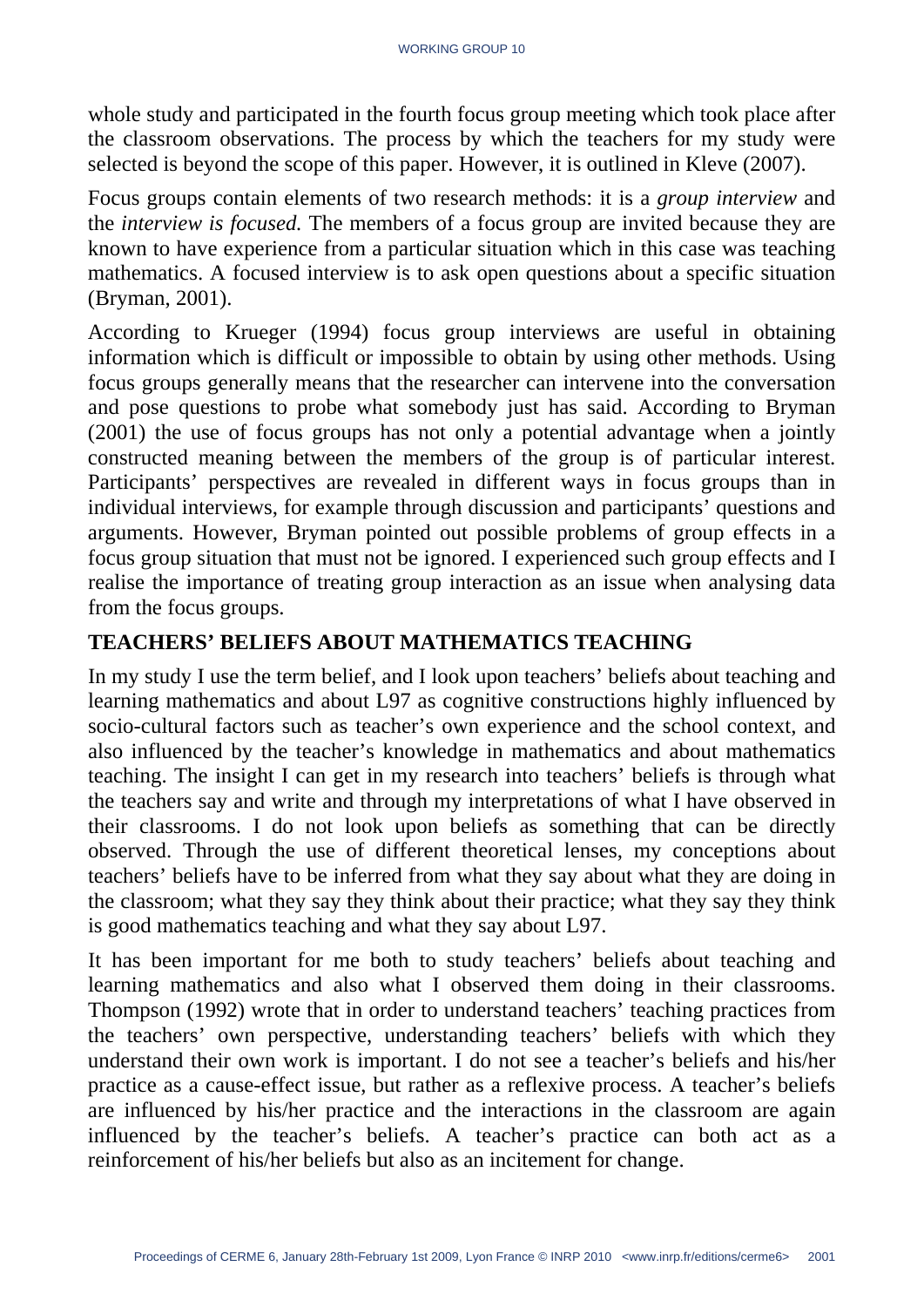whole study and participated in the fourth focus group meeting which took place after the classroom observations. The process by which the teachers for my study were selected is beyond the scope of this paper. However, it is outlined in Kleve (2007).

Focus groups contain elements of two research methods: it is a *group interview* and the *interview is focused.* The members of a focus group are invited because they are known to have experience from a particular situation which in this case was teaching mathematics. A focused interview is to ask open questions about a specific situation (Bryman, 2001).

According to Krueger (1994) focus group interviews are useful in obtaining information which is difficult or impossible to obtain by using other methods. Using focus groups generally means that the researcher can intervene into the conversation and pose questions to probe what somebody just has said. According to Bryman (2001) the use of focus groups has not only a potential advantage when a jointly constructed meaning between the members of the group is of particular interest. Participants' perspectives are revealed in different ways in focus groups than in individual interviews, for example through discussion and participants' questions and arguments. However, Bryman pointed out possible problems of group effects in a focus group situation that must not be ignored. I experienced such group effects and I realise the importance of treating group interaction as an issue when analysing data from the focus groups.

## TEACHERS' BELIEFS ABOUT MATHEMATICS TEACHING

In my study I use the term belief, and I look upon teachers' beliefs about teaching and learning mathematics and about L97 as cognitive constructions highly influenced by socio-cultural factors such as teacher's own experience and the school context, and also influenced by the teacher's knowledge in mathematics and about mathematics teaching. The insight I can get in my research into teachers' beliefs is through what the teachers say and write and through my interpretations of what I have observed in their classrooms. I do not look upon beliefs as something that can be directly observed. Through the use of different theoretical lenses, my conceptions about teachers' beliefs have to be inferred from what they say about what they are doing in the classroom; what they say they think about their practice; what they say they think is good mathematics teaching and what they say about L97.

It has been important for me both to study teachers' beliefs about teaching and learning mathematics and also what I observed them doing in their classrooms. Thompson (1992) wrote that in order to understand teachers' teaching practices from the teachers' own perspective, understanding teachers' beliefs with which they understand their own work is important. I do not see a teacher's beliefs and his/her practice as a cause-effect issue, but rather as a reflexive process. A teacher's beliefs are influenced by his/her practice and the interactions in the classroom are again influenced by the teacher's beliefs. A teacher's practice can both act as a reinforcement of his/her beliefs but also as an incitement for change.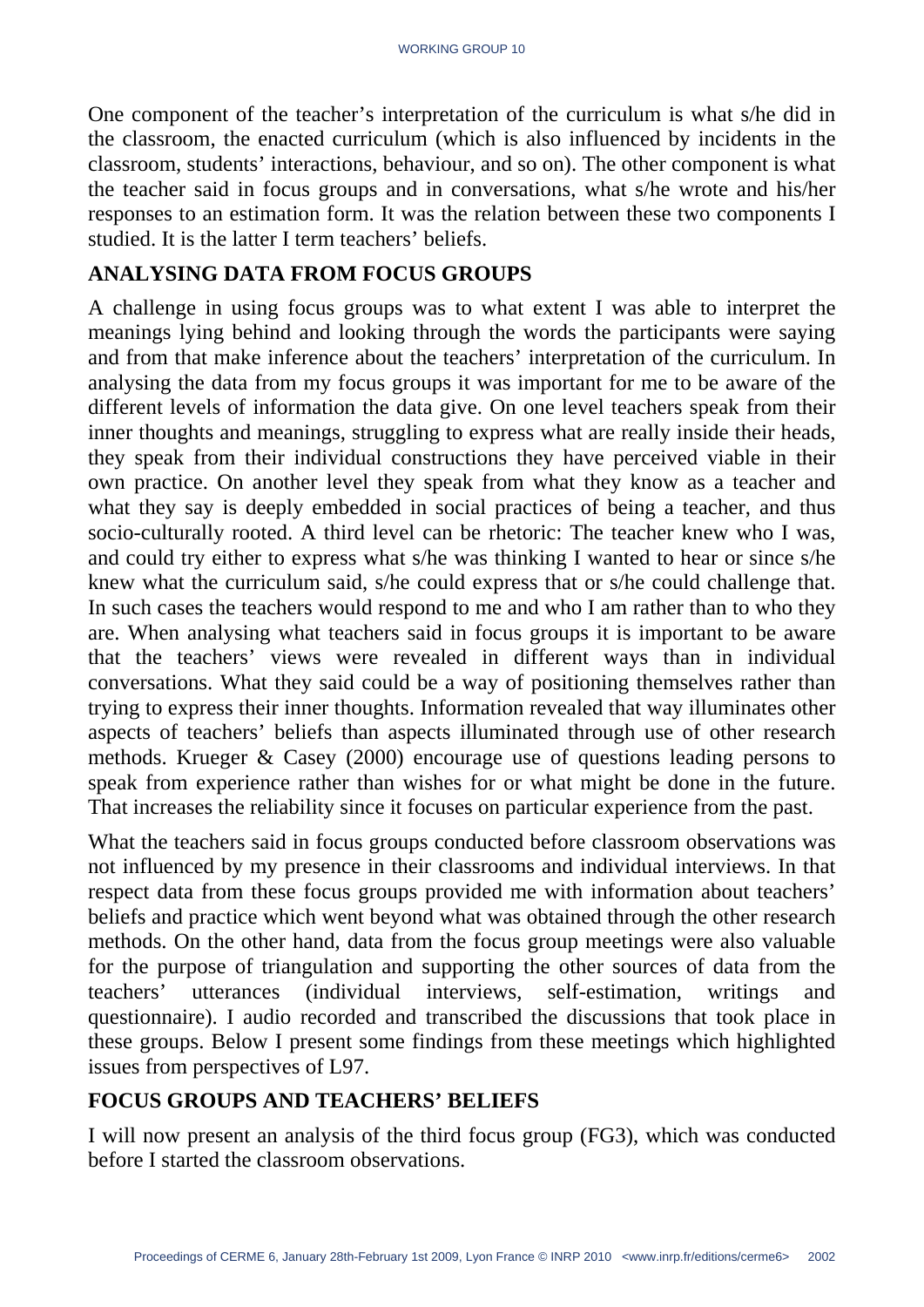One component of the teacher's interpretation of the curriculum is what s/he did in the classroom, the enacted curriculum (which is also influenced by incidents in the classroom, students' interactions, behaviour, and so on). The other component is what the teacher said in focus groups and in conversations, what s/he wrote and his/her responses to an estimation form. It was the relation between these two components I studied. It is the latter I term teachers' beliefs.

## ANALYSING DATA FROM FOCUS GROUPS

A challenge in using focus groups was to what extent I was able to interpret the meanings lying behind and looking through the words the participants were saying and from that make inference about the teachers' interpretation of the curriculum. In analysing the data from my focus groups it was important for me to be aware of the different levels of information the data give. On one level teachers speak from their inner thoughts and meanings, struggling to express what are really inside their heads, they speak from their individual constructions they have perceived viable in their own practice. On another level they speak from what they know as a teacher and what they say is deeply embedded in social practices of being a teacher, and thus socio-culturally rooted. A third level can be rhetoric: The teacher knew who I was, and could try either to express what s/he was thinking I wanted to hear or since s/he knew what the curriculum said, s/he could express that or s/he could challenge that. In such cases the teachers would respond to me and who I am rather than to who they are. When analysing what teachers said in focus groups it is important to be aware that the teachers' views were revealed in different ways than in individual conversations. What they said could be a way of positioning themselves rather than trying to express their inner thoughts. Information revealed that way illuminates other aspects of teachers' beliefs than aspects illuminated through use of other research methods. Krueger & Casey (2000) encourage use of questions leading persons to speak from experience rather than wishes for or what might be done in the future. That increases the reliability since it focuses on particular experience from the past.

What the teachers said in focus groups conducted before classroom observations was not influenced by my presence in their classrooms and individual interviews. In that respect data from these focus groups provided me with information about teachers' beliefs and practice which went beyond what was obtained through the other research methods. On the other hand, data from the focus group meetings were also valuable for the purpose of triangulation and supporting the other sources of data from the teachers' utterances (individual interviews, self-estimation, writings and questionnaire). I audio recorded and transcribed the discussions that took place in these groups. Below I present some findings from these meetings which highlighted issues from perspectives of L97.

## FOCUS GROUPS AND TEACHERS' BELIEFS

I will now present an analysis of the third focus group (FG3), which was conducted before I started the classroom observations.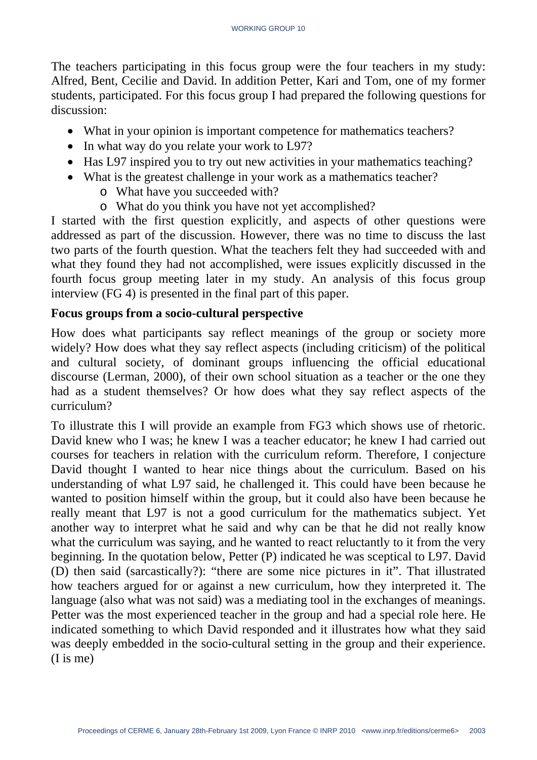The teachers participating in this focus group were the four teachers in my study: Alfred, Bent, Cecilie and David. In addition Petter, Kari and Tom, one of my former students, participated. For this focus group I had prepared the following questions for discussion:

- What in your opinion is important competence for mathematics teachers?
- In what way do you relate your work to L97?
- Has L97 inspired you to try out new activities in your mathematics teaching?
- What is the greatest challenge in your work as a mathematics teacher?
  - What have you succeeded with?
  - What do you think you have not yet accomplished?

I started with the first question explicitly, and aspects of other questions were addressed as part of the discussion. However, there was no time to discuss the last two parts of the fourth question. What the teachers felt they had succeeded with and what they found they had not accomplished, were issues explicitly discussed in the fourth focus group meeting later in my study. An analysis of this focus group interview (FG 4) is presented in the final part of this paper.

**Focus groups from a socio-cultural perspective**

How does what participants say reflect meanings of the group or society more widely? How does what they say reflect aspects (including criticism) of the political and cultural society, of dominant groups influencing the official educational discourse (Lerman, 2000), of their own school situation as a teacher or the one they had as a student themselves? Or how does what they say reflect aspects of the curriculum?

To illustrate this I will provide an example from FG3 which shows use of rhetoric. David knew who I was; he knew I was a teacher educator; he knew I had carried out courses for teachers in relation with the curriculum reform. Therefore, I conjecture David thought I wanted to hear nice things about the curriculum. Based on his understanding of what L97 said, he challenged it. This could have been because he wanted to position himself within the group, but it could also have been because he really meant that L97 is not a good curriculum for the mathematics subject. Yet another way to interpret what he said and why can be that he did not really know what the curriculum was saying, and he wanted to react reluctantly to it from the very beginning. In the quotation below, Petter (P) indicated he was sceptical to L97. David (D) then said (sarcastically?): "there are some nice pictures in it". That illustrated how teachers argued for or against a new curriculum, how they interpreted it. The language (also what was not said) was a mediating tool in the exchanges of meanings. Petter was the most experienced teacher in the group and had a special role here. He indicated something to which David responded and it illustrates how what they said was deeply embedded in the socio-cultural setting in the group and their experience. (I is me)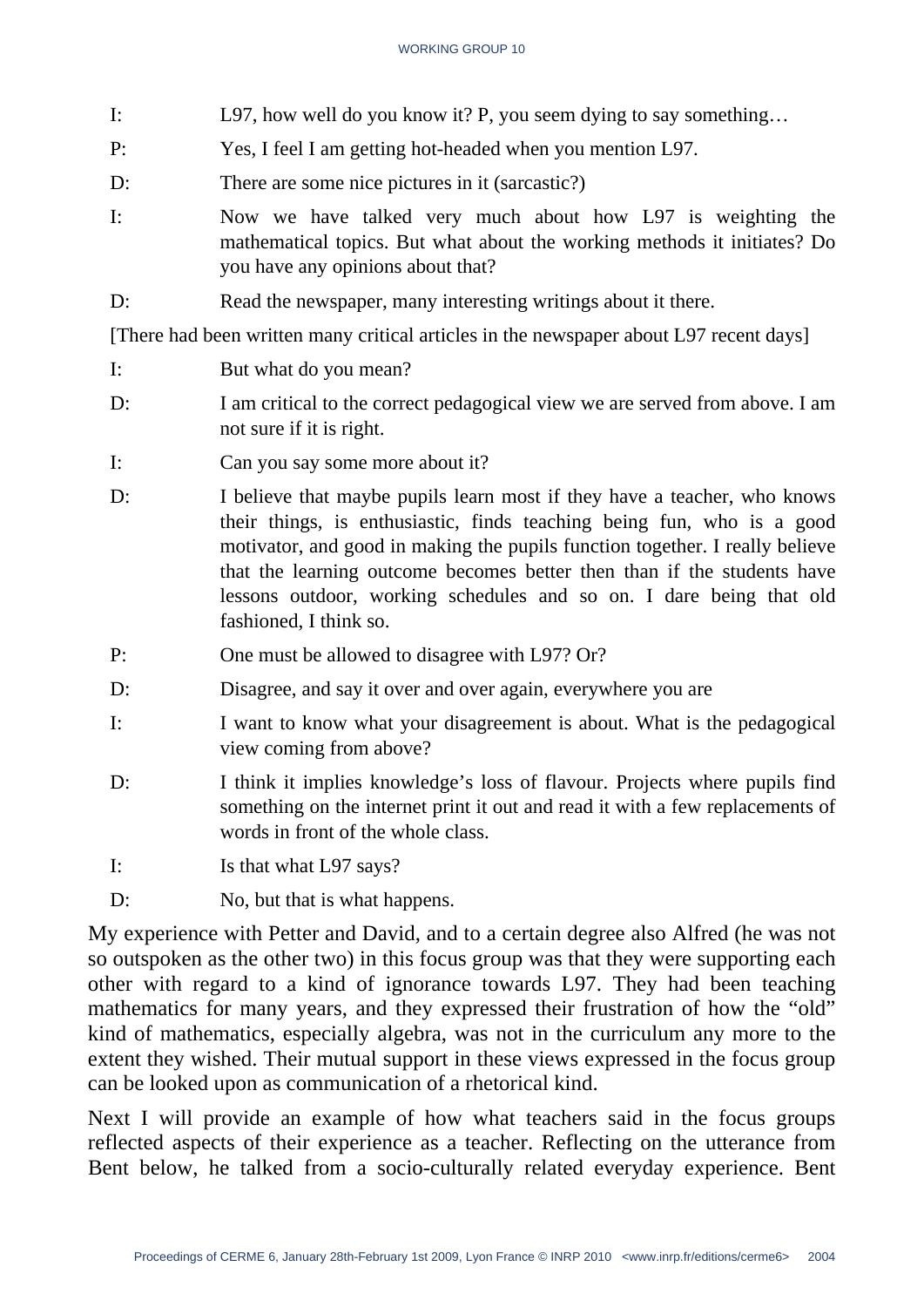I: L97, how well do you know it? P, you seem dying to say something…

P: Yes, I feel I am getting hot-headed when you mention L97.

D: There are some nice pictures in it (sarcastic?)

I: Now we have talked very much about how L97 is weighting the mathematical topics. But what about the working methods it initiates? Do you have any opinions about that?

D: Read the newspaper, many interesting writings about it there.

[There had been written many critical articles in the newspaper about L97 recent days]

I: But what do you mean?

D: I am critical to the correct pedagogical view we are served from above. I am not sure if it is right.

I: Can you say some more about it?

D: I believe that maybe pupils learn most if they have a teacher, who knows their things, is enthusiastic, finds teaching being fun, who is a good motivator, and good in making the pupils function together. I really believe that the learning outcome becomes better then than if the students have lessons outdoor, working schedules and so on. I dare being that old fashioned, I think so.

P: One must be allowed to disagree with L97? Or?

D: Disagree, and say it over and over again, everywhere you are

I: I want to know what your disagreement is about. What is the pedagogical view coming from above?

D: I think it implies knowledge's loss of flavour. Projects where pupils find something on the internet print it out and read it with a few replacements of words in front of the whole class.

I: Is that what L97 says?

D: No, but that is what happens.

My experience with Petter and David, and to a certain degree also Alfred (he was not so outspoken as the other two) in this focus group was that they were supporting each other with regard to a kind of ignorance towards L97. They had been teaching mathematics for many years, and they expressed their frustration of how the "old" kind of mathematics, especially algebra, was not in the curriculum any more to the extent they wished. Their mutual support in these views expressed in the focus group can be looked upon as communication of a rhetorical kind.

Next I will provide an example of how what teachers said in the focus groups reflected aspects of their experience as a teacher. Reflecting on the utterance from Bent below, he talked from a socio-culturally related everyday experience. Bent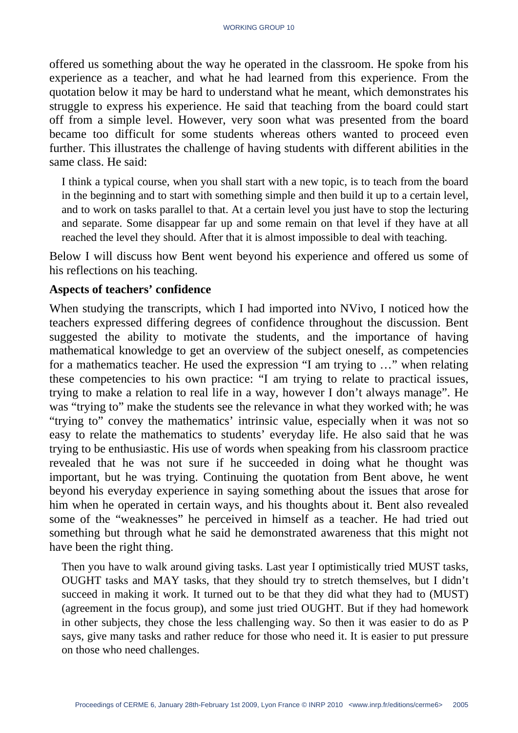offered us something about the way he operated in the classroom. He spoke from his experience as a teacher, and what he had learned from this experience. From the quotation below it may be hard to understand what he meant, which demonstrates his struggle to express his experience. He said that teaching from the board could start off from a simple level. However, very soon what was presented from the board became too difficult for some students whereas others wanted to proceed even further. This illustrates the challenge of having students with different abilities in the same class. He said:

> I think a typical course, when you shall start with a new topic, is to teach from the board in the beginning and to start with something simple and then build it up to a certain level, and to work on tasks parallel to that. At a certain level you just have to stop the lecturing and separate. Some disappear far up and some remain on that level if they have at all reached the level they should. After that it is almost impossible to deal with teaching.

Below I will discuss how Bent went beyond his experience and offered us some of his reflections on his teaching.

**Aspects of teachers' confidence**

When studying the transcripts, which I had imported into NVivo, I noticed how the teachers expressed differing degrees of confidence throughout the discussion. Bent suggested the ability to motivate the students, and the importance of having mathematical knowledge to get an overview of the subject oneself, as competencies for a mathematics teacher. He used the expression "I am trying to …" when relating these competencies to his own practice: "I am trying to relate to practical issues, trying to make a relation to real life in a way, however I don't always manage". He was "trying to" make the students see the relevance in what they worked with; he was "trying to" convey the mathematics' intrinsic value, especially when it was not so easy to relate the mathematics to students' everyday life. He also said that he was trying to be enthusiastic. His use of words when speaking from his classroom practice revealed that he was not sure if he succeeded in doing what he thought was important, but he was trying. Continuing the quotation from Bent above, he went beyond his everyday experience in saying something about the issues that arose for him when he operated in certain ways, and his thoughts about it. Bent also revealed some of the "weaknesses" he perceived in himself as a teacher. He had tried out something but through what he said he demonstrated awareness that this might not have been the right thing.

> Then you have to walk around giving tasks. Last year I optimistically tried MUST tasks, OUGHT tasks and MAY tasks, that they should try to stretch themselves, but I didn't succeed in making it work. It turned out to be that they did what they had to (MUST) (agreement in the focus group), and some just tried OUGHT. But if they had homework in other subjects, they chose the less challenging way. So then it was easier to do as P says, give many tasks and rather reduce for those who need it. It is easier to put pressure on those who need challenges.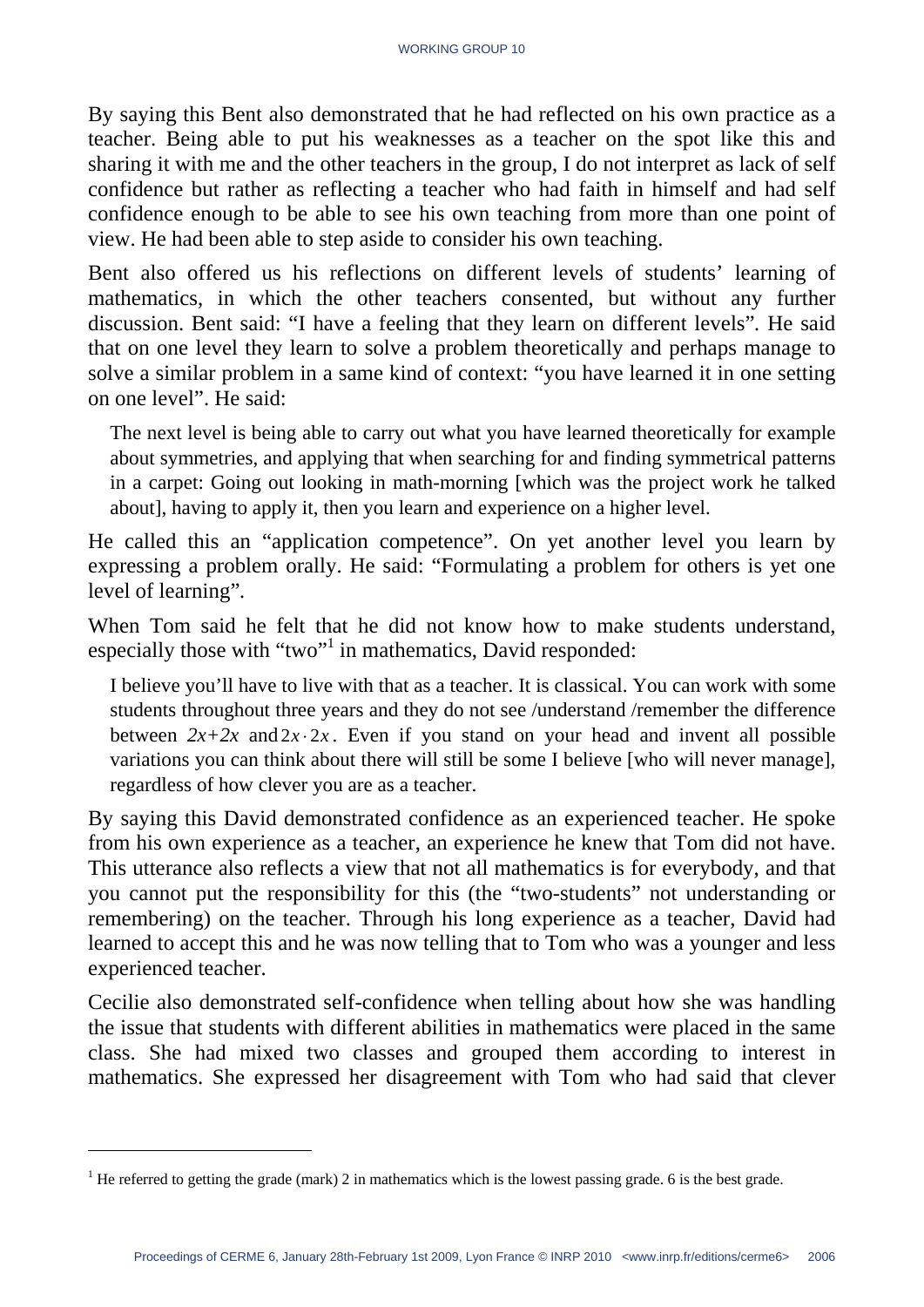By saying this Bent also demonstrated that he had reflected on his own practice as a teacher. Being able to put his weaknesses as a teacher on the spot like this and sharing it with me and the other teachers in the group, I do not interpret as lack of self confidence but rather as reflecting a teacher who had faith in himself and had self confidence enough to be able to see his own teaching from more than one point of view. He had been able to step aside to consider his own teaching.

Bent also offered us his reflections on different levels of students' learning of mathematics, in which the other teachers consented, but without any further discussion. Bent said: "I have a feeling that they learn on different levels". He said that on one level they learn to solve a problem theoretically and perhaps manage to solve a similar problem in a same kind of context: "you have learned it in one setting on one level". He said:

> The next level is being able to carry out what you have learned theoretically for example about symmetries, and applying that when searching for and finding symmetrical patterns in a carpet: Going out looking in math-morning [which was the project work he talked about], having to apply it, then you learn and experience on a higher level.

He called this an "application competence". On yet another level you learn by expressing a problem orally. He said: "Formulating a problem for others is yet one level of learning".

When Tom said he felt that he did not know how to make students understand, especially those with "two"[1] in mathematics, David responded:

> I believe you'll have to live with that as a teacher. It is classical. You can work with some students throughout three years and they do not see /understand /remember the difference between $2x+2x$ and $2x \cdot 2x$. Even if you stand on your head and invent all possible variations you can think about there will still be some I believe [who will never manage], regardless of how clever you are as a teacher.

By saying this David demonstrated confidence as an experienced teacher. He spoke from his own experience as a teacher, an experience he knew that Tom did not have. This utterance also reflects a view that not all mathematics is for everybody, and that you cannot put the responsibility for this (the "two-students" not understanding or remembering) on the teacher. Through his long experience as a teacher, David had learned to accept this and he was now telling that to Tom who was a younger and less experienced teacher.

Cecilie also demonstrated self-confidence when telling about how she was handling the issue that students with different abilities in mathematics were placed in the same class. She had mixed two classes and grouped them according to interest in mathematics. She expressed her disagreement with Tom who had said that clever

---

[1] He referred to getting the grade (mark) 2 in mathematics which is the lowest passing grade. 6 is the best grade.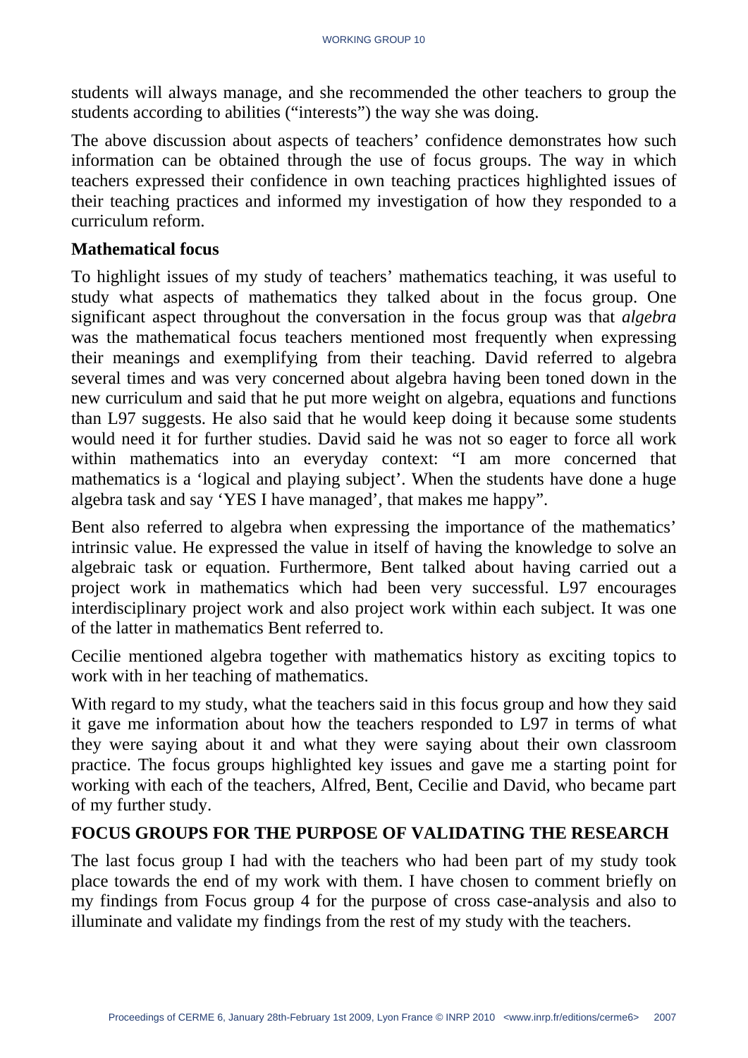students will always manage, and she recommended the other teachers to group the students according to abilities ("interests") the way she was doing.

The above discussion about aspects of teachers' confidence demonstrates how such information can be obtained through the use of focus groups. The way in which teachers expressed their confidence in own teaching practices highlighted issues of their teaching practices and informed my investigation of how they responded to a curriculum reform.

### Mathematical focus

To highlight issues of my study of teachers' mathematics teaching, it was useful to study what aspects of mathematics they talked about in the focus group. One significant aspect throughout the conversation in the focus group was that *algebra* was the mathematical focus teachers mentioned most frequently when expressing their meanings and exemplifying from their teaching. David referred to algebra several times and was very concerned about algebra having been toned down in the new curriculum and said that he put more weight on algebra, equations and functions than L97 suggests. He also said that he would keep doing it because some students would need it for further studies. David said he was not so eager to force all work within mathematics into an everyday context: "I am more concerned that mathematics is a 'logical and playing subject'. When the students have done a huge algebra task and say 'YES I have managed', that makes me happy".

Bent also referred to algebra when expressing the importance of the mathematics' intrinsic value. He expressed the value in itself of having the knowledge to solve an algebraic task or equation. Furthermore, Bent talked about having carried out a project work in mathematics which had been very successful. L97 encourages interdisciplinary project work and also project work within each subject. It was one of the latter in mathematics Bent referred to.

Cecilie mentioned algebra together with mathematics history as exciting topics to work with in her teaching of mathematics.

With regard to my study, what the teachers said in this focus group and how they said it gave me information about how the teachers responded to L97 in terms of what they were saying about it and what they were saying about their own classroom practice. The focus groups highlighted key issues and gave me a starting point for working with each of the teachers, Alfred, Bent, Cecilie and David, who became part of my further study.

## FOCUS GROUPS FOR THE PURPOSE OF VALIDATING THE RESEARCH

The last focus group I had with the teachers who had been part of my study took place towards the end of my work with them. I have chosen to comment briefly on my findings from Focus group 4 for the purpose of cross case-analysis and also to illuminate and validate my findings from the rest of my study with the teachers.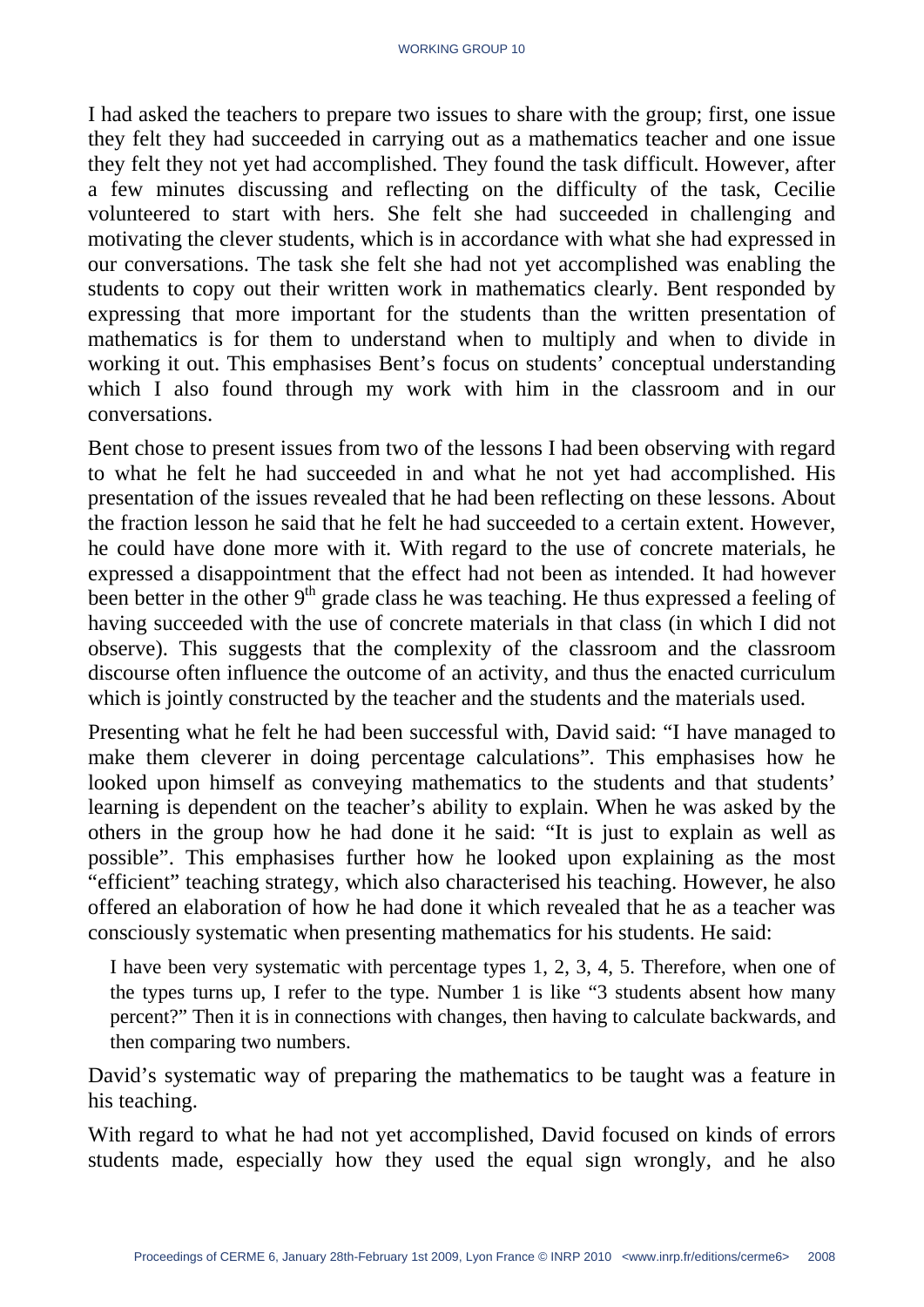I had asked the teachers to prepare two issues to share with the group; first, one issue they felt they had succeeded in carrying out as a mathematics teacher and one issue they felt they not yet had accomplished. They found the task difficult. However, after a few minutes discussing and reflecting on the difficulty of the task, Cecilie volunteered to start with hers. She felt she had succeeded in challenging and motivating the clever students, which is in accordance with what she had expressed in our conversations. The task she felt she had not yet accomplished was enabling the students to copy out their written work in mathematics clearly. Bent responded by expressing that more important for the students than the written presentation of mathematics is for them to understand when to multiply and when to divide in working it out. This emphasises Bent's focus on students' conceptual understanding which I also found through my work with him in the classroom and in our conversations.

Bent chose to present issues from two of the lessons I had been observing with regard to what he felt he had succeeded in and what he not yet had accomplished. His presentation of the issues revealed that he had been reflecting on these lessons. About the fraction lesson he said that he felt he had succeeded to a certain extent. However, he could have done more with it. With regard to the use of concrete materials, he expressed a disappointment that the effect had not been as intended. It had however been better in the other 9th grade class he was teaching. He thus expressed a feeling of having succeeded with the use of concrete materials in that class (in which I did not observe). This suggests that the complexity of the classroom and the classroom discourse often influence the outcome of an activity, and thus the enacted curriculum which is jointly constructed by the teacher and the students and the materials used.

Presenting what he felt he had been successful with, David said: "I have managed to make them cleverer in doing percentage calculations". This emphasises how he looked upon himself as conveying mathematics to the students and that students' learning is dependent on the teacher's ability to explain. When he was asked by the others in the group how he had done it he said: "It is just to explain as well as possible". This emphasises further how he looked upon explaining as the most "efficient" teaching strategy, which also characterised his teaching. However, he also offered an elaboration of how he had done it which revealed that he as a teacher was consciously systematic when presenting mathematics for his students. He said:

> I have been very systematic with percentage types 1, 2, 3, 4, 5. Therefore, when one of the types turns up, I refer to the type. Number 1 is like "3 students absent how many percent?" Then it is in connections with changes, then having to calculate backwards, and then comparing two numbers.

David's systematic way of preparing the mathematics to be taught was a feature in his teaching.

With regard to what he had not yet accomplished, David focused on kinds of errors students made, especially how they used the equal sign wrongly, and he also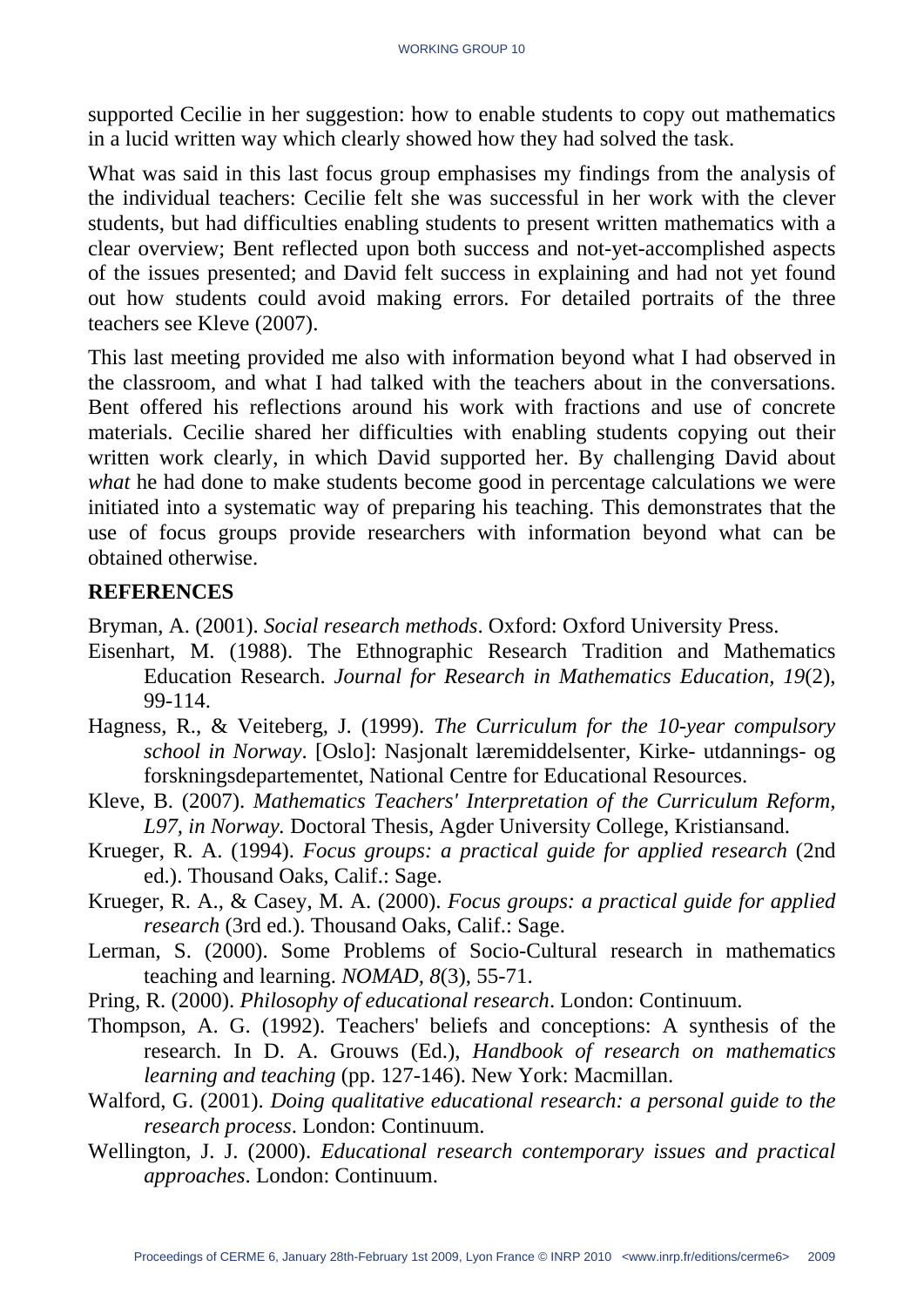supported Cecilie in her suggestion: how to enable students to copy out mathematics in a lucid written way which clearly showed how they had solved the task.

What was said in this last focus group emphasises my findings from the analysis of the individual teachers: Cecilie felt she was successful in her work with the clever students, but had difficulties enabling students to present written mathematics with a clear overview; Bent reflected upon both success and not-yet-accomplished aspects of the issues presented; and David felt success in explaining and had not yet found out how students could avoid making errors. For detailed portraits of the three teachers see Kleve (2007).

This last meeting provided me also with information beyond what I had observed in the classroom, and what I had talked with the teachers about in the conversations. Bent offered his reflections around his work with fractions and use of concrete materials. Cecilie shared her difficulties with enabling students copying out their written work clearly, in which David supported her. By challenging David about *what* he had done to make students become good in percentage calculations we were initiated into a systematic way of preparing his teaching. This demonstrates that the use of focus groups provide researchers with information beyond what can be obtained otherwise.

## REFERENCES

Bryman, A. (2001). *Social research methods*. Oxford: Oxford University Press.

Eisenhart, M. (1988). The Ethnographic Research Tradition and Mathematics Education Research. *Journal for Research in Mathematics Education, 19*(2), 99-114.

Hagness, R., & Veiteberg, J. (1999). *The Curriculum for the 10-year compulsory school in Norway*. [Oslo]: Nasjonalt læremiddelsenter, Kirke- utdannings- og forskningsdepartementet, National Centre for Educational Resources.

Kleve, B. (2007). *Mathematics Teachers' Interpretation of the Curriculum Reform, L97, in Norway.* Doctoral Thesis, Agder University College, Kristiansand.

Krueger, R. A. (1994). *Focus groups: a practical guide for applied research* (2nd ed.). Thousand Oaks, Calif.: Sage.

Krueger, R. A., & Casey, M. A. (2000). *Focus groups: a practical guide for applied research* (3rd ed.). Thousand Oaks, Calif.: Sage.

Lerman, S. (2000). Some Problems of Socio-Cultural research in mathematics teaching and learning. *NOMAD, 8*(3), 55-71.

Pring, R. (2000). *Philosophy of educational research*. London: Continuum.

Thompson, A. G. (1992). Teachers' beliefs and conceptions: A synthesis of the research. In D. A. Grouws (Ed.), *Handbook of research on mathematics learning and teaching* (pp. 127-146). New York: Macmillan.

Walford, G. (2001). *Doing qualitative educational research: a personal guide to the research process*. London: Continuum.

Wellington, J. J. (2000). *Educational research contemporary issues and practical approaches*. London: Continuum.